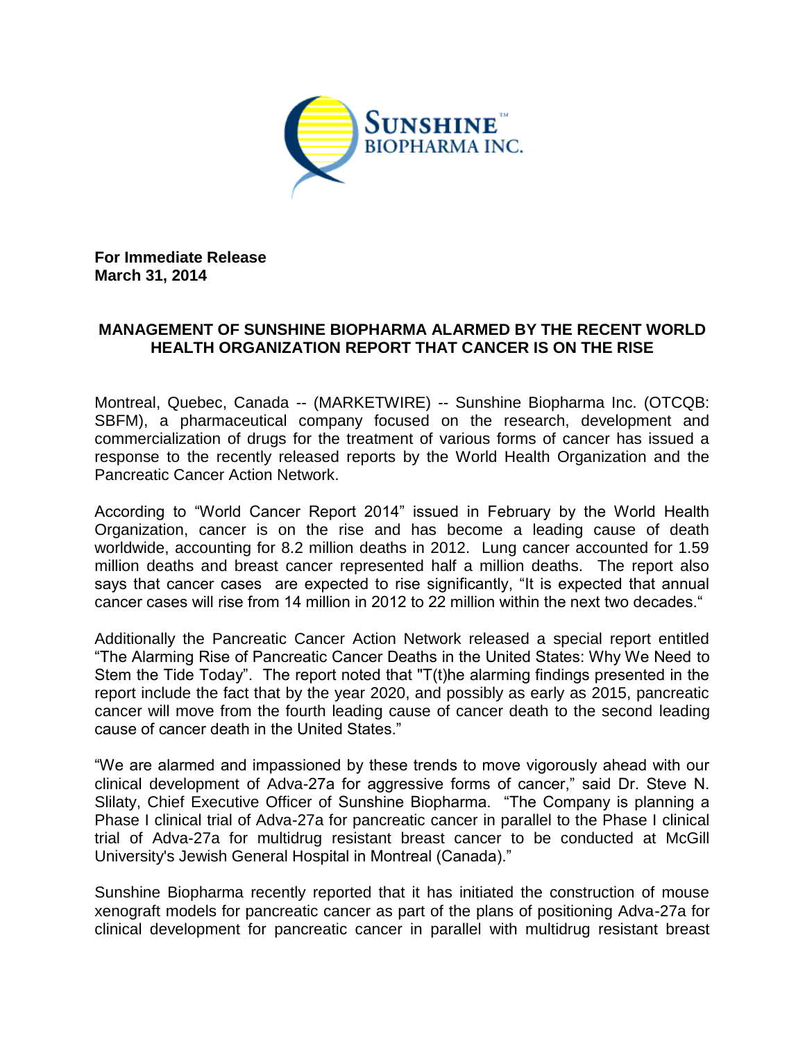**For Immediate Release**
**March 31, 2014**

## MANAGEMENT OF SUNSHINE BIOPHARMA ALARMED BY THE RECENT WORLD HEALTH ORGANIZATION REPORT THAT CANCER IS ON THE RISE

Montreal, Quebec, Canada -- (MARKETWIRE) -- Sunshine Biopharma Inc. (OTCQB: SBFM), a pharmaceutical company focused on the research, development and commercialization of drugs for the treatment of various forms of cancer has issued a response to the recently released reports by the World Health Organization and the Pancreatic Cancer Action Network.

According to "World Cancer Report 2014" issued in February by the World Health Organization, cancer is on the rise and has become a leading cause of death worldwide, accounting for 8.2 million deaths in 2012. Lung cancer accounted for 1.59 million deaths and breast cancer represented half a million deaths. The report also says that cancer cases are expected to rise significantly, "It is expected that annual cancer cases will rise from 14 million in 2012 to 22 million within the next two decades."

Additionally the Pancreatic Cancer Action Network released a special report entitled "The Alarming Rise of Pancreatic Cancer Deaths in the United States: Why We Need to Stem the Tide Today". The report noted that "T(t)he alarming findings presented in the report include the fact that by the year 2020, and possibly as early as 2015, pancreatic cancer will move from the fourth leading cause of cancer death to the second leading cause of cancer death in the United States."

"We are alarmed and impassioned by these trends to move vigorously ahead with our clinical development of Adva-27a for aggressive forms of cancer," said Dr. Steve N. Slilaty, Chief Executive Officer of Sunshine Biopharma. "The Company is planning a Phase I clinical trial of Adva-27a for pancreatic cancer in parallel to the Phase I clinical trial of Adva-27a for multidrug resistant breast cancer to be conducted at McGill University's Jewish General Hospital in Montreal (Canada)."

Sunshine Biopharma recently reported that it has initiated the construction of mouse xenograft models for pancreatic cancer as part of the plans of positioning Adva-27a for clinical development for pancreatic cancer in parallel with multidrug resistant breast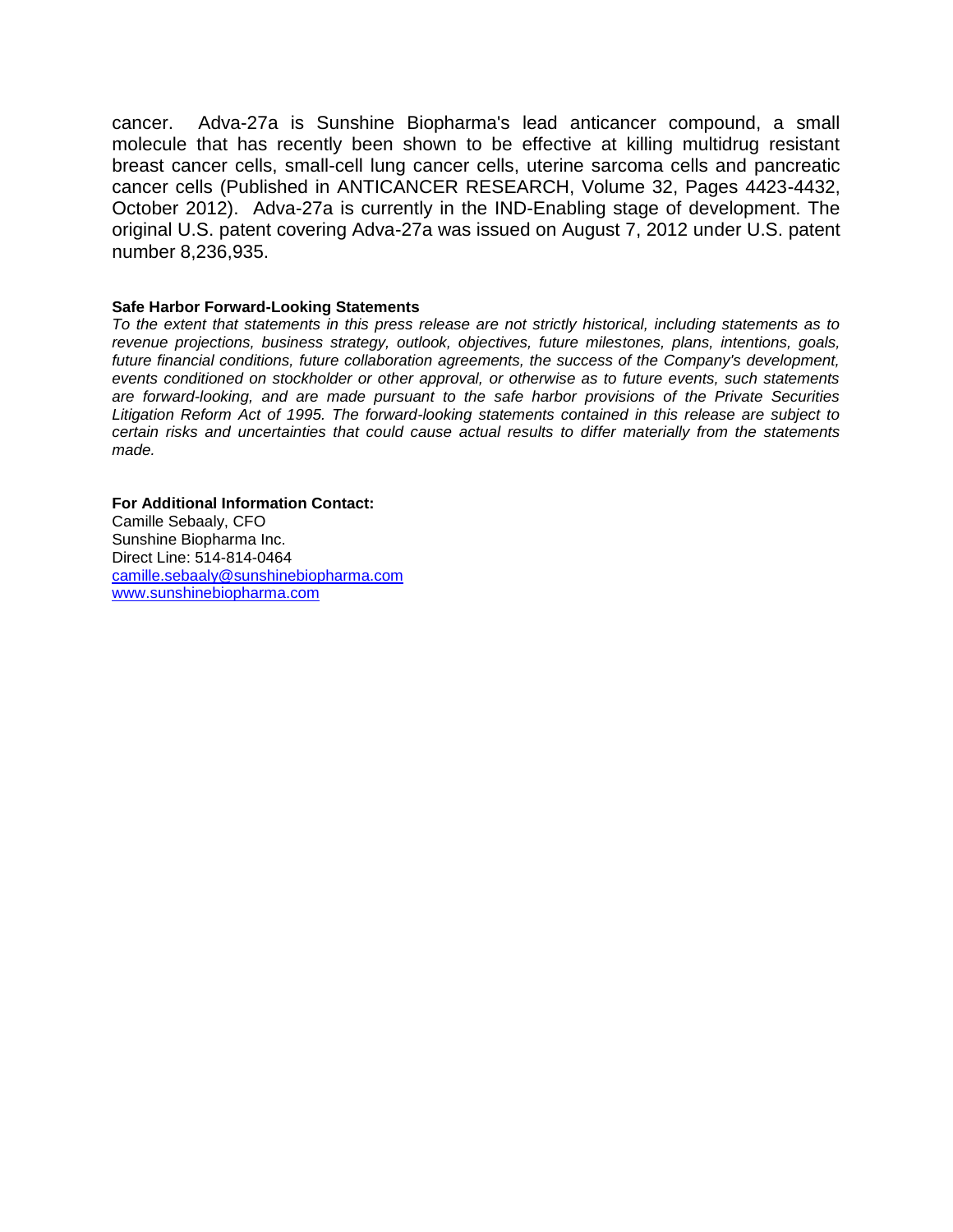cancer. Adva-27a is Sunshine Biopharma's lead anticancer compound, a small molecule that has recently been shown to be effective at killing multidrug resistant breast cancer cells, small-cell lung cancer cells, uterine sarcoma cells and pancreatic cancer cells (Published in ANTICANCER RESEARCH, Volume 32, Pages 4423-4432, October 2012). Adva-27a is currently in the IND-Enabling stage of development. The original U.S. patent covering Adva-27a was issued on August 7, 2012 under U.S. patent number 8,236,935.

**Safe Harbor Forward-Looking Statements**

*To the extent that statements in this press release are not strictly historical, including statements as to revenue projections, business strategy, outlook, objectives, future milestones, plans, intentions, goals, future financial conditions, future collaboration agreements, the success of the Company's development, events conditioned on stockholder or other approval, or otherwise as to future events, such statements are forward-looking, and are made pursuant to the safe harbor provisions of the Private Securities Litigation Reform Act of 1995. The forward-looking statements contained in this release are subject to certain risks and uncertainties that could cause actual results to differ materially from the statements made.*

**For Additional Information Contact:**

Camille Sebaaly, CFO
Sunshine Biopharma Inc.
Direct Line: 514-814-0464
camille.sebaaly@sunshinebiopharma.com
www.sunshinebiopharma.com